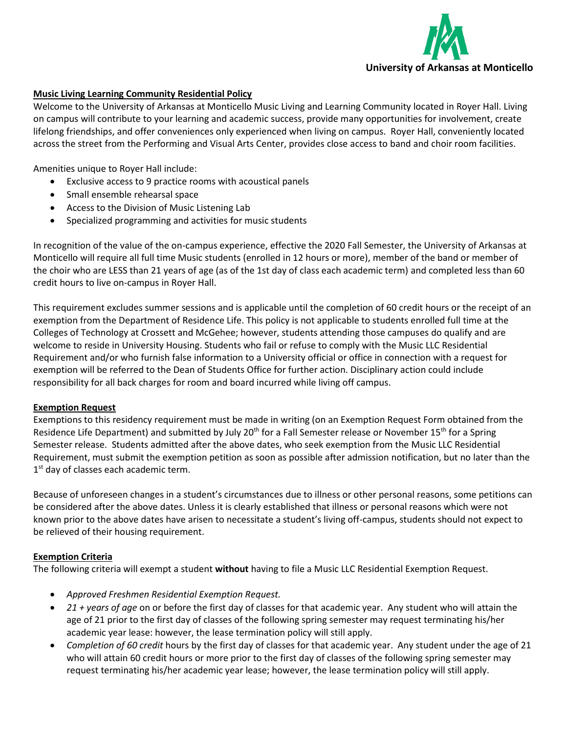University of Arkansas at Monticello

## Music Living Learning Community Residential Policy

Welcome to the University of Arkansas at Monticello Music Living and Learning Community located in Royer Hall. Living on campus will contribute to your learning and academic success, provide many opportunities for involvement, create lifelong friendships, and offer conveniences only experienced when living on campus. Royer Hall, conveniently located across the street from the Performing and Visual Arts Center, provides close access to band and choir room facilities.

Amenities unique to Royer Hall include:

- Exclusive access to 9 practice rooms with acoustical panels
- Small ensemble rehearsal space
- Access to the Division of Music Listening Lab
- Specialized programming and activities for music students

In recognition of the value of the on-campus experience, effective the 2020 Fall Semester, the University of Arkansas at Monticello will require all full time Music students (enrolled in 12 hours or more), member of the band or member of the choir who are LESS than 21 years of age (as of the 1st day of class each academic term) and completed less than 60 credit hours to live on-campus in Royer Hall.

This requirement excludes summer sessions and is applicable until the completion of 60 credit hours or the receipt of an exemption from the Department of Residence Life. This policy is not applicable to students enrolled full time at the Colleges of Technology at Crossett and McGehee; however, students attending those campuses do qualify and are welcome to reside in University Housing. Students who fail or refuse to comply with the Music LLC Residential Requirement and/or who furnish false information to a University official or office in connection with a request for exemption will be referred to the Dean of Students Office for further action. Disciplinary action could include responsibility for all back charges for room and board incurred while living off campus.

## Exemption Request

Exemptions to this residency requirement must be made in writing (on an Exemption Request Form obtained from the Residence Life Department) and submitted by July 20th for a Fall Semester release or November 15th for a Spring Semester release. Students admitted after the above dates, who seek exemption from the Music LLC Residential Requirement, must submit the exemption petition as soon as possible after admission notification, but no later than the 1st day of classes each academic term.

Because of unforeseen changes in a student's circumstances due to illness or other personal reasons, some petitions can be considered after the above dates. Unless it is clearly established that illness or personal reasons which were not known prior to the above dates have arisen to necessitate a student's living off-campus, students should not expect to be relieved of their housing requirement.

## Exemption Criteria

The following criteria will exempt a student **without** having to file a Music LLC Residential Exemption Request.

- *Approved Freshmen Residential Exemption Request.*
- *21 + years of age* on or before the first day of classes for that academic year. Any student who will attain the age of 21 prior to the first day of classes of the following spring semester may request terminating his/her academic year lease: however, the lease termination policy will still apply.
- *Completion of 60 credit* hours by the first day of classes for that academic year. Any student under the age of 21 who will attain 60 credit hours or more prior to the first day of classes of the following spring semester may request terminating his/her academic year lease; however, the lease termination policy will still apply.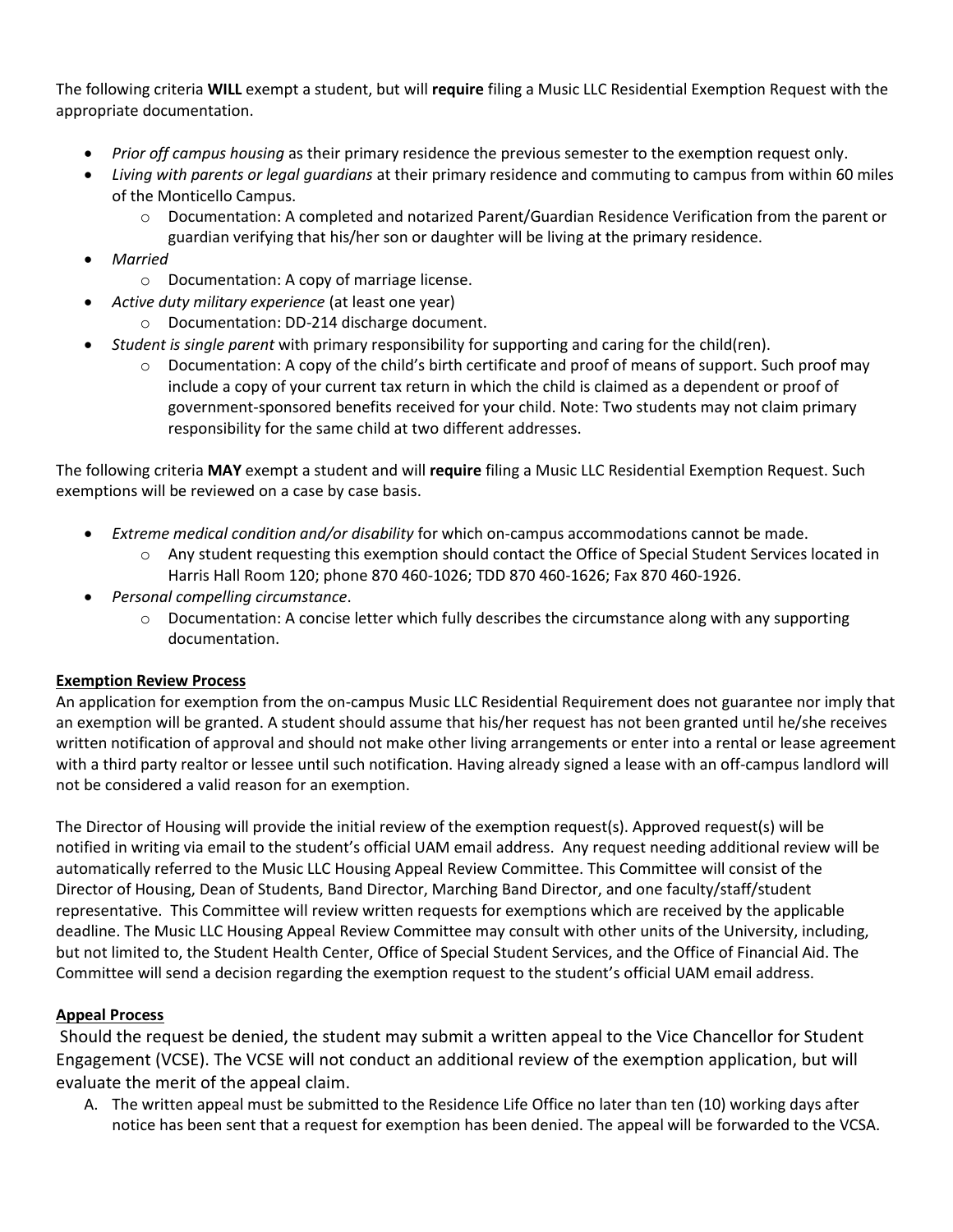The following criteria **WILL** exempt a student, but will **require** filing a Music LLC Residential Exemption Request with the appropriate documentation.

- *Prior off campus housing* as their primary residence the previous semester to the exemption request only.
- *Living with parents or legal guardians* at their primary residence and commuting to campus from within 60 miles of the Monticello Campus.
  - Documentation: A completed and notarized Parent/Guardian Residence Verification from the parent or guardian verifying that his/her son or daughter will be living at the primary residence.
- *Married*
  - Documentation: A copy of marriage license.
- *Active duty military experience* (at least one year)
  - Documentation: DD-214 discharge document.
- *Student is single parent* with primary responsibility for supporting and caring for the child(ren).
  - Documentation: A copy of the child's birth certificate and proof of means of support. Such proof may include a copy of your current tax return in which the child is claimed as a dependent or proof of government-sponsored benefits received for your child. Note: Two students may not claim primary responsibility for the same child at two different addresses.

The following criteria **MAY** exempt a student and will **require** filing a Music LLC Residential Exemption Request. Such exemptions will be reviewed on a case by case basis.

- *Extreme medical condition and/or disability* for which on-campus accommodations cannot be made.
  - Any student requesting this exemption should contact the Office of Special Student Services located in Harris Hall Room 120; phone 870 460-1026; TDD 870 460-1626; Fax 870 460-1926.
- *Personal compelling circumstance*.
  - Documentation: A concise letter which fully describes the circumstance along with any supporting documentation.

**<u>Exemption Review Process</u>**

An application for exemption from the on-campus Music LLC Residential Requirement does not guarantee nor imply that an exemption will be granted. A student should assume that his/her request has not been granted until he/she receives written notification of approval and should not make other living arrangements or enter into a rental or lease agreement with a third party realtor or lessee until such notification. Having already signed a lease with an off-campus landlord will not be considered a valid reason for an exemption.

The Director of Housing will provide the initial review of the exemption request(s). Approved request(s) will be notified in writing via email to the student's official UAM email address. Any request needing additional review will be automatically referred to the Music LLC Housing Appeal Review Committee. This Committee will consist of the Director of Housing, Dean of Students, Band Director, Marching Band Director, and one faculty/staff/student representative. This Committee will review written requests for exemptions which are received by the applicable deadline. The Music LLC Housing Appeal Review Committee may consult with other units of the University, including, but not limited to, the Student Health Center, Office of Special Student Services, and the Office of Financial Aid. The Committee will send a decision regarding the exemption request to the student's official UAM email address.

**<u>Appeal Process</u>**

Should the request be denied, the student may submit a written appeal to the Vice Chancellor for Student Engagement (VCSE). The VCSE will not conduct an additional review of the exemption application, but will evaluate the merit of the appeal claim.

A. The written appeal must be submitted to the Residence Life Office no later than ten (10) working days after notice has been sent that a request for exemption has been denied. The appeal will be forwarded to the VCSA.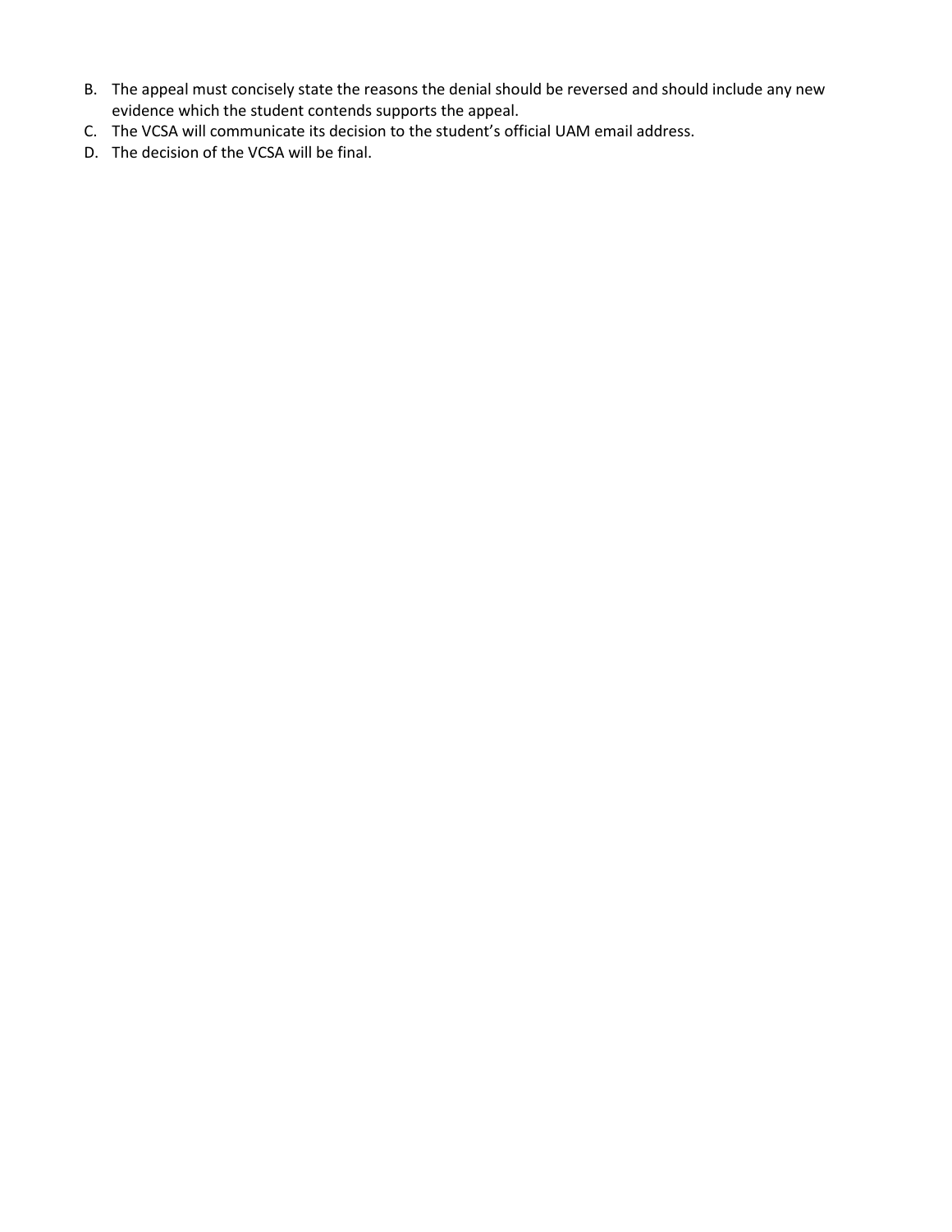B. The appeal must concisely state the reasons the denial should be reversed and should include any new evidence which the student contends supports the appeal.
C. The VCSA will communicate its decision to the student's official UAM email address.
D. The decision of the VCSA will be final.